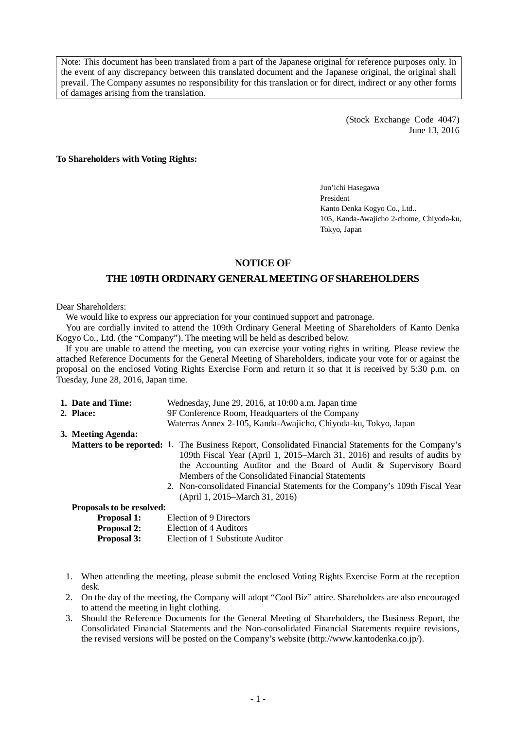Note: This document has been translated from a part of the Japanese original for reference purposes only. In the event of any discrepancy between this translated document and the Japanese original, the original shall prevail. The Company assumes no responsibility for this translation or for direct, indirect or any other forms of damages arising from the translation.

(Stock Exchange Code 4047)
June 13, 2016

**To Shareholders with Voting Rights:**

Jun'ichi Hasegawa
President
Kanto Denka Kogyo Co., Ltd..
105, Kanda-Awajicho 2-chome, Chiyoda-ku, Tokyo, Japan

# NOTICE OF THE 109TH ORDINARY GENERAL MEETING OF SHAREHOLDERS

Dear Shareholders:

We would like to express our appreciation for your continued support and patronage.

You are cordially invited to attend the 109th Ordinary General Meeting of Shareholders of Kanto Denka Kogyo Co., Ltd. (the "Company"). The meeting will be held as described below.

If you are unable to attend the meeting, you can exercise your voting rights in writing. Please review the attached Reference Documents for the General Meeting of Shareholders, indicate your vote for or against the proposal on the enclosed Voting Rights Exercise Form and return it so that it is received by 5:30 p.m. on Tuesday, June 28, 2016, Japan time.

1. **Date and Time:** Wednesday, June 29, 2016, at 10:00 a.m. Japan time
2. **Place:** 9F Conference Room, Headquarters of the Company
   Waterras Annex 2-105, Kanda-Awajicho, Chiyoda-ku, Tokyo, Japan
3. **Meeting Agenda:**

   **Matters to be reported:**
   1. The Business Report, Consolidated Financial Statements for the Company's 109th Fiscal Year (April 1, 2015–March 31, 2016) and results of audits by the Accounting Auditor and the Board of Audit & Supervisory Board Members of the Consolidated Financial Statements
   2. Non-consolidated Financial Statements for the Company's 109th Fiscal Year (April 1, 2015–March 31, 2016)

   **Proposals to be resolved:**

   **Proposal 1:** Election of 9 Directors
   **Proposal 2:** Election of 4 Auditors
   **Proposal 3:** Election of 1 Substitute Auditor

1. When attending the meeting, please submit the enclosed Voting Rights Exercise Form at the reception desk.
2. On the day of the meeting, the Company will adopt "Cool Biz" attire. Shareholders are also encouraged to attend the meeting in light clothing.
3. Should the Reference Documents for the General Meeting of Shareholders, the Business Report, the Consolidated Financial Statements and the Non-consolidated Financial Statements require revisions, the revised versions will be posted on the Company's website (http://www.kantodenka.co.jp/).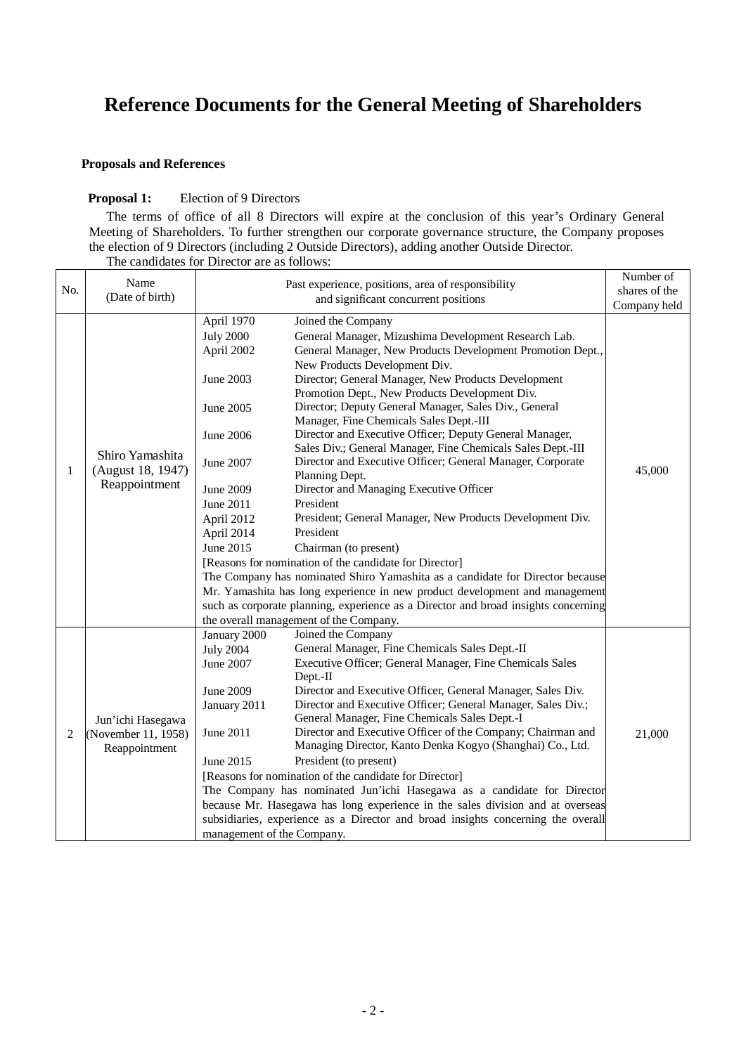# Reference Documents for the General Meeting of Shareholders

**Proposals and References**

**Proposal 1:** Election of 9 Directors

The terms of office of all 8 Directors will expire at the conclusion of this year's Ordinary General Meeting of Shareholders. To further strengthen our corporate governance structure, the Company proposes the election of 9 Directors (including 2 Outside Directors), adding another Outside Director.

The candidates for Director are as follows:

| No. | Name (Date of birth) | Past experience, positions, area of responsibility and significant concurrent positions | Number of shares of the Company held |
|---|---|---|---|
| 1 | Shiro Yamashita (August 18, 1947) Reappointment | April 1970 Joined the Company<br>July 2000 General Manager, Mizushima Development Research Lab.<br>April 2002 General Manager, New Products Development Promotion Dept., New Products Development Div.<br>June 2003 Director; General Manager, New Products Development Promotion Dept., New Products Development Div.<br>June 2005 Director; Deputy General Manager, Sales Div., General Manager, Fine Chemicals Sales Dept.-III<br>June 2006 Director and Executive Officer; Deputy General Manager, Sales Div.; General Manager, Fine Chemicals Sales Dept.-III<br>June 2007 Director and Executive Officer; General Manager, Corporate Planning Dept.<br>June 2009 Director and Managing Executive Officer<br>June 2011 President<br>April 2012 President; General Manager, New Products Development Div.<br>April 2014 President<br>June 2015 Chairman (to present)<br>[Reasons for nomination of the candidate for Director]<br>The Company has nominated Shiro Yamashita as a candidate for Director because Mr. Yamashita has long experience in new product development and management such as corporate planning, experience as a Director and broad insights concerning the overall management of the Company. | 45,000 |
| 2 | Jun'ichi Hasegawa (November 11, 1958) Reappointment | January 2000 Joined the Company<br>July 2004 General Manager, Fine Chemicals Sales Dept.-II<br>June 2007 Executive Officer; General Manager, Fine Chemicals Sales Dept.-II<br>June 2009 Director and Executive Officer, General Manager, Sales Div.<br>January 2011 Director and Executive Officer; General Manager, Sales Div.; General Manager, Fine Chemicals Sales Dept.-I<br>June 2011 Director and Executive Officer of the Company; Chairman and Managing Director, Kanto Denka Kogyo (Shanghai) Co., Ltd.<br>June 2015 President (to present)<br>[Reasons for nomination of the candidate for Director]<br>The Company has nominated Jun'ichi Hasegawa as a candidate for Director because Mr. Hasegawa has long experience in the sales division and at overseas subsidiaries, experience as a Director and broad insights concerning the overall management of the Company. | 21,000 |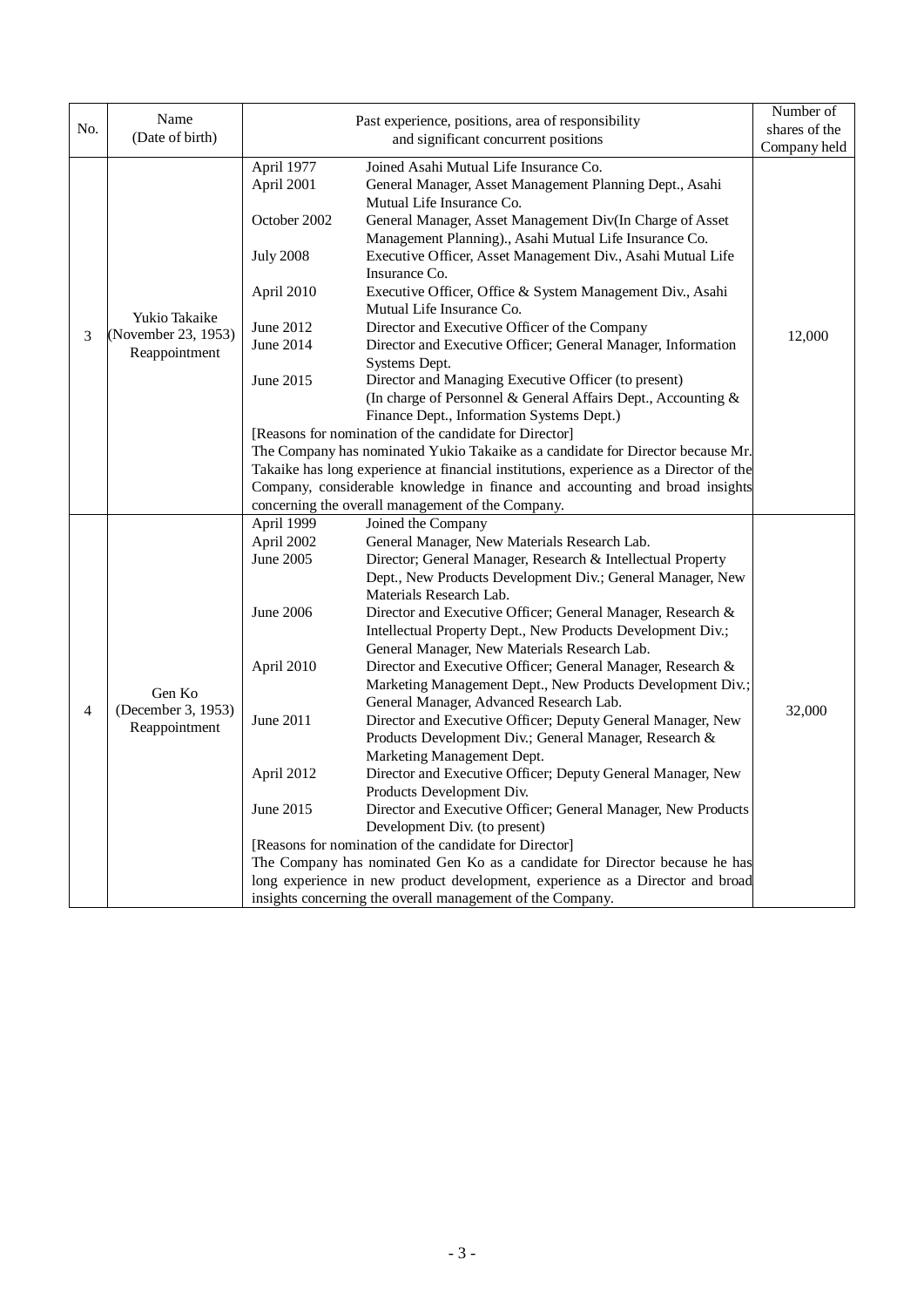| No. | Name (Date of birth) | Past experience, positions, area of responsibility and significant concurrent positions | Number of shares of the Company held |
|---|---|---|---|
| 3 | Yukio Takaike (November 23, 1953) Reappointment | April 1977 Joined Asahi Mutual Life Insurance Co.<br>April 2001 General Manager, Asset Management Planning Dept., Asahi Mutual Life Insurance Co.<br>October 2002 General Manager, Asset Management Div(In Charge of Asset Management Planning)., Asahi Mutual Life Insurance Co.<br>July 2008 Executive Officer, Asset Management Div., Asahi Mutual Life Insurance Co.<br>April 2010 Executive Officer, Office & System Management Div., Asahi Mutual Life Insurance Co.<br>June 2012 Director and Executive Officer of the Company<br>June 2014 Director and Executive Officer; General Manager, Information Systems Dept.<br>June 2015 Director and Managing Executive Officer (to present) (In charge of Personnel & General Affairs Dept., Accounting & Finance Dept., Information Systems Dept.)<br>[Reasons for nomination of the candidate for Director]<br>The Company has nominated Yukio Takaike as a candidate for Director because Mr. Takaike has long experience at financial institutions, experience as a Director of the Company, considerable knowledge in finance and accounting and broad insights concerning the overall management of the Company. | 12,000 |
| 4 | Gen Ko (December 3, 1953) Reappointment | April 1999 Joined the Company<br>April 2002 General Manager, New Materials Research Lab.<br>June 2005 Director; General Manager, Research & Intellectual Property Dept., New Products Development Div.; General Manager, New Materials Research Lab.<br>June 2006 Director and Executive Officer; General Manager, Research & Intellectual Property Dept., New Products Development Div.; General Manager, New Materials Research Lab.<br>April 2010 Director and Executive Officer; General Manager, Research & Marketing Management Dept., New Products Development Div.; General Manager, Advanced Research Lab.<br>June 2011 Director and Executive Officer; Deputy General Manager, New Products Development Div.; General Manager, Research & Marketing Management Dept.<br>April 2012 Director and Executive Officer; Deputy General Manager, New Products Development Div.<br>June 2015 Director and Executive Officer; General Manager, New Products Development Div. (to present)<br>[Reasons for nomination of the candidate for Director]<br>The Company has nominated Gen Ko as a candidate for Director because he has long experience in new product development, experience as a Director and broad insights concerning the overall management of the Company. | 32,000 |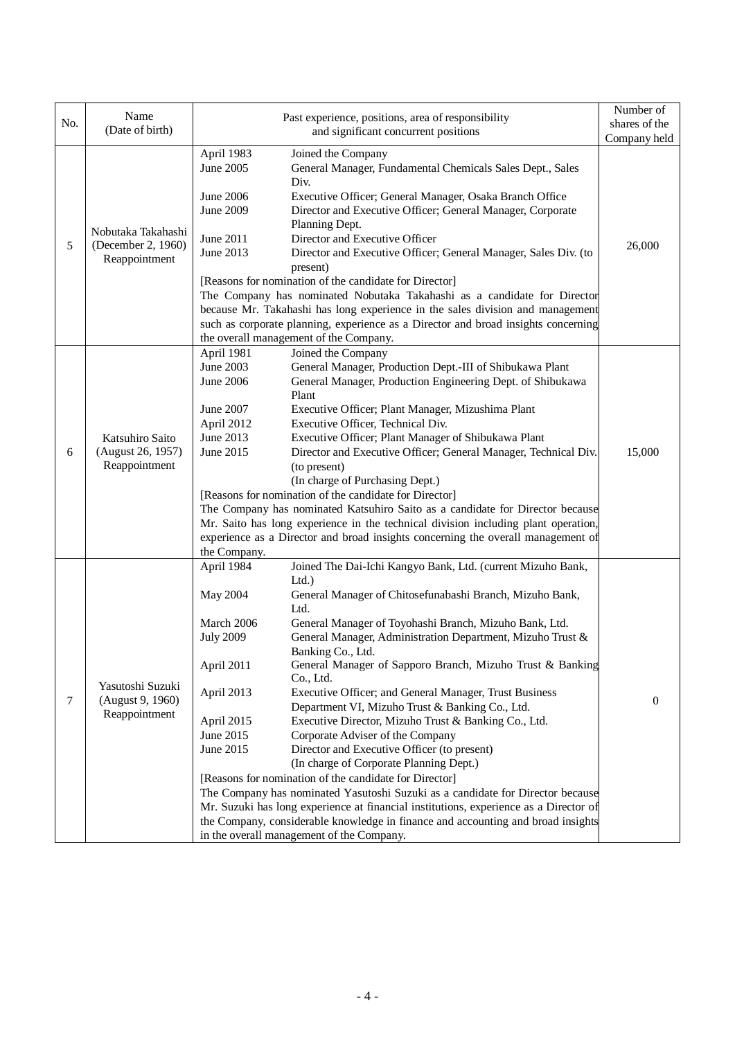| No. | Name<br>(Date of birth) | Past experience, positions, area of responsibility<br>and significant concurrent positions | Number of shares of the Company held |
|---|---|---|---|
| 5 | Nobutaka Takahashi<br>(December 2, 1960)<br>Reappointment | April 1983 Joined the Company<br>June 2005 General Manager, Fundamental Chemicals Sales Dept., Sales Div.<br>June 2006 Executive Officer; General Manager, Osaka Branch Office<br>June 2009 Director and Executive Officer; General Manager, Corporate Planning Dept.<br>June 2011 Director and Executive Officer<br>June 2013 Director and Executive Officer; General Manager, Sales Div. (to present)<br>[Reasons for nomination of the candidate for Director]<br>The Company has nominated Nobutaka Takahashi as a candidate for Director because Mr. Takahashi has long experience in the sales division and management such as corporate planning, experience as a Director and broad insights concerning the overall management of the Company. | 26,000 |
| 6 | Katsuhiro Saito<br>(August 26, 1957)<br>Reappointment | April 1981 Joined the Company<br>June 2003 General Manager, Production Dept.-III of Shibukawa Plant<br>June 2006 General Manager, Production Engineering Dept. of Shibukawa Plant<br>June 2007 Executive Officer; Plant Manager, Mizushima Plant<br>April 2012 Executive Officer, Technical Div.<br>June 2013 Executive Officer; Plant Manager of Shibukawa Plant<br>June 2015 Director and Executive Officer; General Manager, Technical Div. (to present)<br>(In charge of Purchasing Dept.)<br>[Reasons for nomination of the candidate for Director]<br>The Company has nominated Katsuhiro Saito as a candidate for Director because Mr. Saito has long experience in the technical division including plant operation, experience as a Director and broad insights concerning the overall management of the Company. | 15,000 |
| 7 | Yasutoshi Suzuki<br>(August 9, 1960)<br>Reappointment | April 1984 Joined The Dai-Ichi Kangyo Bank, Ltd. (current Mizuho Bank, Ltd.)<br>May 2004 General Manager of Chitosefunabashi Branch, Mizuho Bank, Ltd.<br>March 2006 General Manager of Toyohashi Branch, Mizuho Bank, Ltd.<br>July 2009 General Manager, Administration Department, Mizuho Trust & Banking Co., Ltd.<br>April 2011 General Manager of Sapporo Branch, Mizuho Trust & Banking Co., Ltd.<br>April 2013 Executive Officer; and General Manager, Trust Business Department VI, Mizuho Trust & Banking Co., Ltd.<br>April 2015 Executive Director, Mizuho Trust & Banking Co., Ltd.<br>June 2015 Corporate Adviser of the Company<br>June 2015 Director and Executive Officer (to present)<br>(In charge of Corporate Planning Dept.)<br>[Reasons for nomination of the candidate for Director]<br>The Company has nominated Yasutoshi Suzuki as a candidate for Director because Mr. Suzuki has long experience at financial institutions, experience as a Director of the Company, considerable knowledge in finance and accounting and broad insights in the overall management of the Company. | 0 |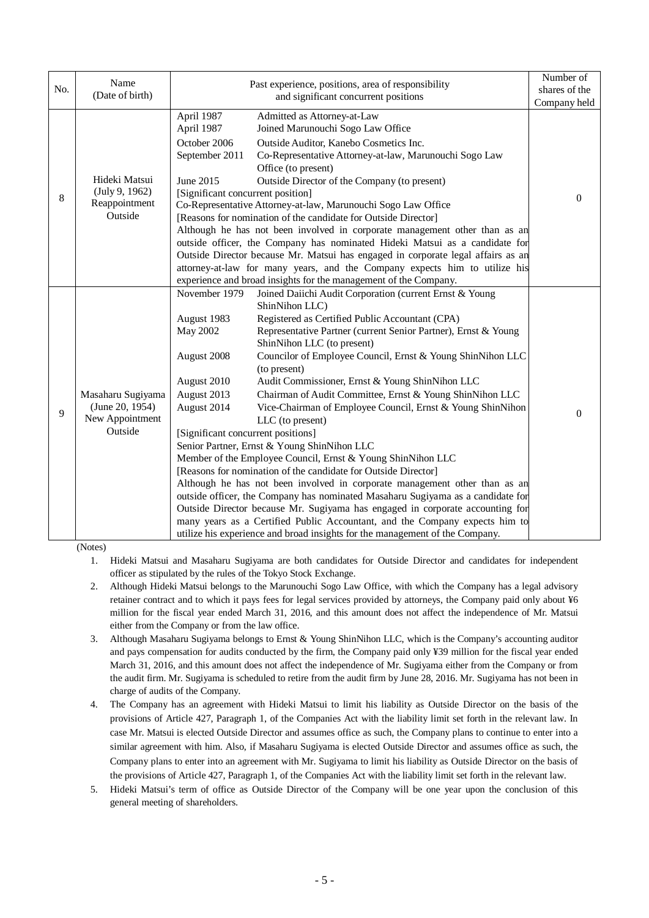| No. | Name (Date of birth) | Past experience, positions, area of responsibility and significant concurrent positions | Number of shares of the Company held |
|---|---|---|---|
| 8 | Hideki Matsui (July 9, 1962) Reappointment Outside | April 1987 Admitted as Attorney-at-Law<br>April 1987 Joined Marunouchi Sogo Law Office<br>October 2006 Outside Auditor, Kanebo Cosmetics Inc.<br>September 2011 Co-Representative Attorney-at-law, Marunouchi Sogo Law Office (to present)<br>June 2015 Outside Director of the Company (to present)<br>[Significant concurrent position]<br>Co-Representative Attorney-at-law, Marunouchi Sogo Law Office<br>[Reasons for nomination of the candidate for Outside Director]<br>Although he has not been involved in corporate management other than as an outside officer, the Company has nominated Hideki Matsui as a candidate for Outside Director because Mr. Matsui has engaged in corporate legal affairs as an attorney-at-law for many years, and the Company expects him to utilize his experience and broad insights for the management of the Company. | 0 |
| 9 | Masaharu Sugiyama (June 20, 1954) New Appointment Outside | November 1979 Joined Daiichi Audit Corporation (current Ernst & Young ShinNihon LLC)<br>August 1983 Registered as Certified Public Accountant (CPA)<br>May 2002 Representative Partner (current Senior Partner), Ernst & Young ShinNihon LLC (to present)<br>August 2008 Councilor of Employee Council, Ernst & Young ShinNihon LLC (to present)<br>August 2010 Audit Commissioner, Ernst & Young ShinNihon LLC<br>August 2013 Chairman of Audit Committee, Ernst & Young ShinNihon LLC<br>August 2014 Vice-Chairman of Employee Council, Ernst & Young ShinNihon LLC (to present)<br>[Significant concurrent positions]<br>Senior Partner, Ernst & Young ShinNihon LLC<br>Member of the Employee Council, Ernst & Young ShinNihon LLC<br>[Reasons for nomination of the candidate for Outside Director]<br>Although he has not been involved in corporate management other than as an outside officer, the Company has nominated Masaharu Sugiyama as a candidate for Outside Director because Mr. Sugiyama has engaged in corporate accounting for many years as a Certified Public Accountant, and the Company expects him to utilize his experience and broad insights for the management of the Company. | 0 |

(Notes)

1. Hideki Matsui and Masaharu Sugiyama are both candidates for Outside Director and candidates for independent officer as stipulated by the rules of the Tokyo Stock Exchange.
2. Although Hideki Matsui belongs to the Marunouchi Sogo Law Office, with which the Company has a legal advisory retainer contract and to which it pays fees for legal services provided by attorneys, the Company paid only about ¥6 million for the fiscal year ended March 31, 2016, and this amount does not affect the independence of Mr. Matsui either from the Company or from the law office.
3. Although Masaharu Sugiyama belongs to Ernst & Young ShinNihon LLC, which is the Company's accounting auditor and pays compensation for audits conducted by the firm, the Company paid only ¥39 million for the fiscal year ended March 31, 2016, and this amount does not affect the independence of Mr. Sugiyama either from the Company or from the audit firm. Mr. Sugiyama is scheduled to retire from the audit firm by June 28, 2016. Mr. Sugiyama has not been in charge of audits of the Company.
4. The Company has an agreement with Hideki Matsui to limit his liability as Outside Director on the basis of the provisions of Article 427, Paragraph 1, of the Companies Act with the liability limit set forth in the relevant law. In case Mr. Matsui is elected Outside Director and assumes office as such, the Company plans to continue to enter into a similar agreement with him. Also, if Masaharu Sugiyama is elected Outside Director and assumes office as such, the Company plans to enter into an agreement with Mr. Sugiyama to limit his liability as Outside Director on the basis of the provisions of Article 427, Paragraph 1, of the Companies Act with the liability limit set forth in the relevant law.
5. Hideki Matsui's term of office as Outside Director of the Company will be one year upon the conclusion of this general meeting of shareholders.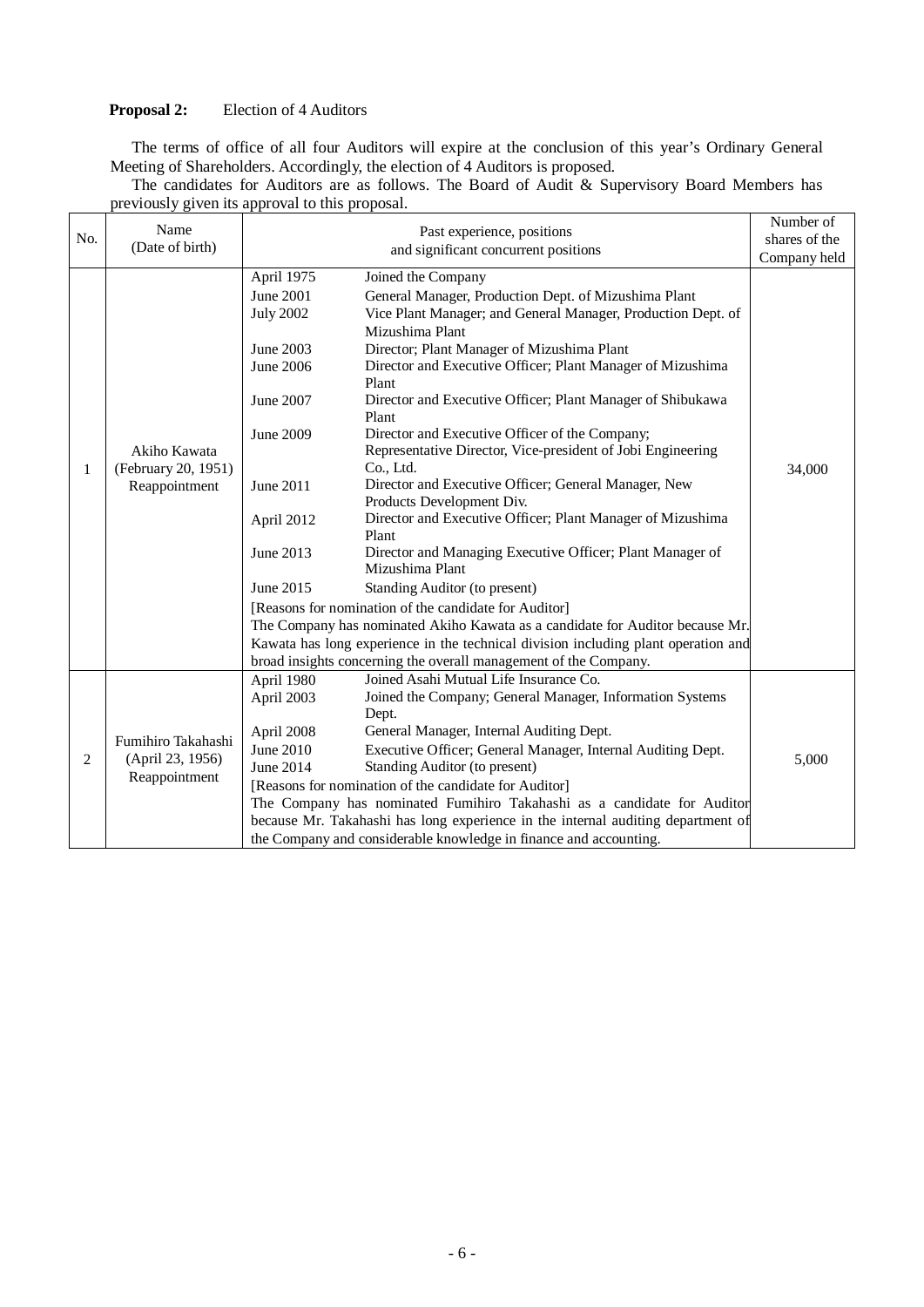**Proposal 2:** Election of 4 Auditors

The terms of office of all four Auditors will expire at the conclusion of this year's Ordinary General Meeting of Shareholders. Accordingly, the election of 4 Auditors is proposed.

The candidates for Auditors are as follows. The Board of Audit & Supervisory Board Members has previously given its approval to this proposal.

| No. | Name (Date of birth) | Past experience, positions and significant concurrent positions | Number of shares of the Company held |
|---|---|---|---|
| 1 | Akiho Kawata (February 20, 1951) Reappointment | April 1975 Joined the Company<br>June 2001 General Manager, Production Dept. of Mizushima Plant<br>July 2002 Vice Plant Manager; and General Manager, Production Dept. of Mizushima Plant<br>June 2003 Director; Plant Manager of Mizushima Plant<br>June 2006 Director and Executive Officer; Plant Manager of Mizushima Plant<br>June 2007 Director and Executive Officer; Plant Manager of Shibukawa Plant<br>June 2009 Director and Executive Officer of the Company; Representative Director, Vice-president of Jobi Engineering Co., Ltd.<br>June 2011 Director and Executive Officer; General Manager, New Products Development Div.<br>April 2012 Director and Executive Officer; Plant Manager of Mizushima Plant<br>June 2013 Director and Managing Executive Officer; Plant Manager of Mizushima Plant<br>June 2015 Standing Auditor (to present)<br>[Reasons for nomination of the candidate for Auditor]<br>The Company has nominated Akiho Kawata as a candidate for Auditor because Mr. Kawata has long experience in the technical division including plant operation and broad insights concerning the overall management of the Company. | 34,000 |
| 2 | Fumihiro Takahashi (April 23, 1956) Reappointment | April 1980 Joined Asahi Mutual Life Insurance Co.<br>April 2003 Joined the Company; General Manager, Information Systems Dept.<br>April 2008 General Manager, Internal Auditing Dept.<br>June 2010 Executive Officer; General Manager, Internal Auditing Dept.<br>June 2014 Standing Auditor (to present)<br>[Reasons for nomination of the candidate for Auditor]<br>The Company has nominated Fumihiro Takahashi as a candidate for Auditor because Mr. Takahashi has long experience in the internal auditing department of the Company and considerable knowledge in finance and accounting. | 5,000 |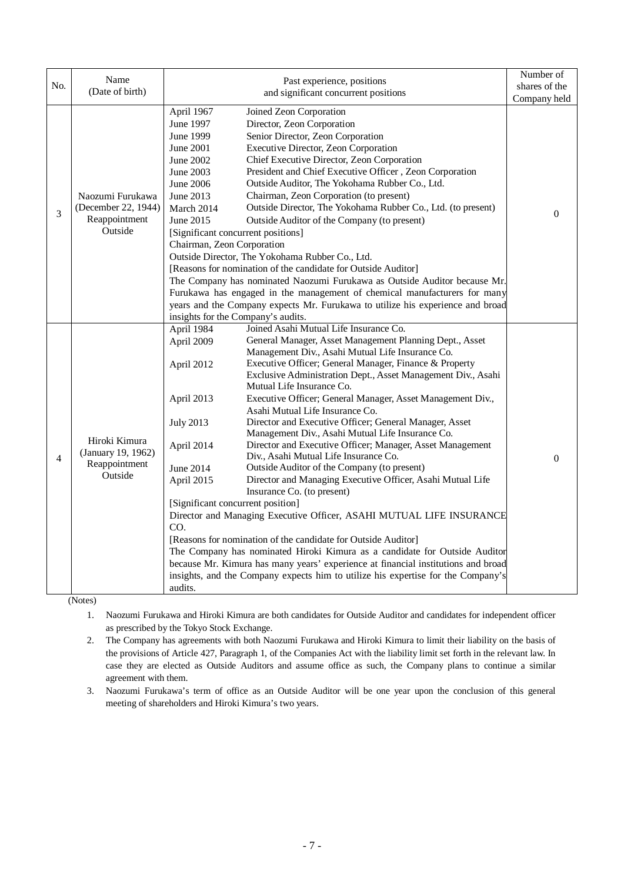| No. | Name<br>(Date of birth) | Past experience, positions<br>and significant concurrent positions | Number of shares of the Company held |
|---|---|---|---|
| 3 | Naozumi Furukawa<br>(December 22, 1944)<br>Reappointment<br>Outside | April 1967 Joined Zeon Corporation<br>June 1997 Director, Zeon Corporation<br>June 1999 Senior Director, Zeon Corporation<br>June 2001 Executive Director, Zeon Corporation<br>June 2002 Chief Executive Director, Zeon Corporation<br>June 2003 President and Chief Executive Officer , Zeon Corporation<br>June 2006 Outside Auditor, The Yokohama Rubber Co., Ltd.<br>June 2013 Chairman, Zeon Corporation (to present)<br>March 2014 Outside Director, The Yokohama Rubber Co., Ltd. (to present)<br>June 2015 Outside Auditor of the Company (to present)<br>[Significant concurrent positions]<br>Chairman, Zeon Corporation<br>Outside Director, The Yokohama Rubber Co., Ltd.<br>[Reasons for nomination of the candidate for Outside Auditor]<br>The Company has nominated Naozumi Furukawa as Outside Auditor because Mr. Furukawa has engaged in the management of chemical manufacturers for many years and the Company expects Mr. Furukawa to utilize his experience and broad insights for the Company's audits. | 0 |
| 4 | Hiroki Kimura<br>(January 19, 1962)<br>Reappointment<br>Outside | April 1984 Joined Asahi Mutual Life Insurance Co.<br>April 2009 General Manager, Asset Management Planning Dept., Asset Management Div., Asahi Mutual Life Insurance Co.<br>April 2012 Executive Officer; General Manager, Finance & Property Exclusive Administration Dept., Asset Management Div., Asahi Mutual Life Insurance Co.<br>April 2013 Executive Officer; General Manager, Asset Management Div., Asahi Mutual Life Insurance Co.<br>July 2013 Director and Executive Officer; General Manager, Asset Management Div., Asahi Mutual Life Insurance Co.<br>April 2014 Director and Executive Officer; Manager, Asset Management Div., Asahi Mutual Life Insurance Co.<br>June 2014 Outside Auditor of the Company (to present)<br>April 2015 Director and Managing Executive Officer, Asahi Mutual Life Insurance Co. (to present)<br>[Significant concurrent position]<br>Director and Managing Executive Officer, ASAHI MUTUAL LIFE INSURANCE CO.<br>[Reasons for nomination of the candidate for Outside Auditor]<br>The Company has nominated Hiroki Kimura as a candidate for Outside Auditor because Mr. Kimura has many years' experience at financial institutions and broad insights, and the Company expects him to utilize his expertise for the Company's audits. | 0 |

(Notes)

1. Naozumi Furukawa and Hiroki Kimura are both candidates for Outside Auditor and candidates for independent officer as prescribed by the Tokyo Stock Exchange.
2. The Company has agreements with both Naozumi Furukawa and Hiroki Kimura to limit their liability on the basis of the provisions of Article 427, Paragraph 1, of the Companies Act with the liability limit set forth in the relevant law. In case they are elected as Outside Auditors and assume office as such, the Company plans to continue a similar agreement with them.
3. Naozumi Furukawa's term of office as an Outside Auditor will be one year upon the conclusion of this general meeting of shareholders and Hiroki Kimura's two years.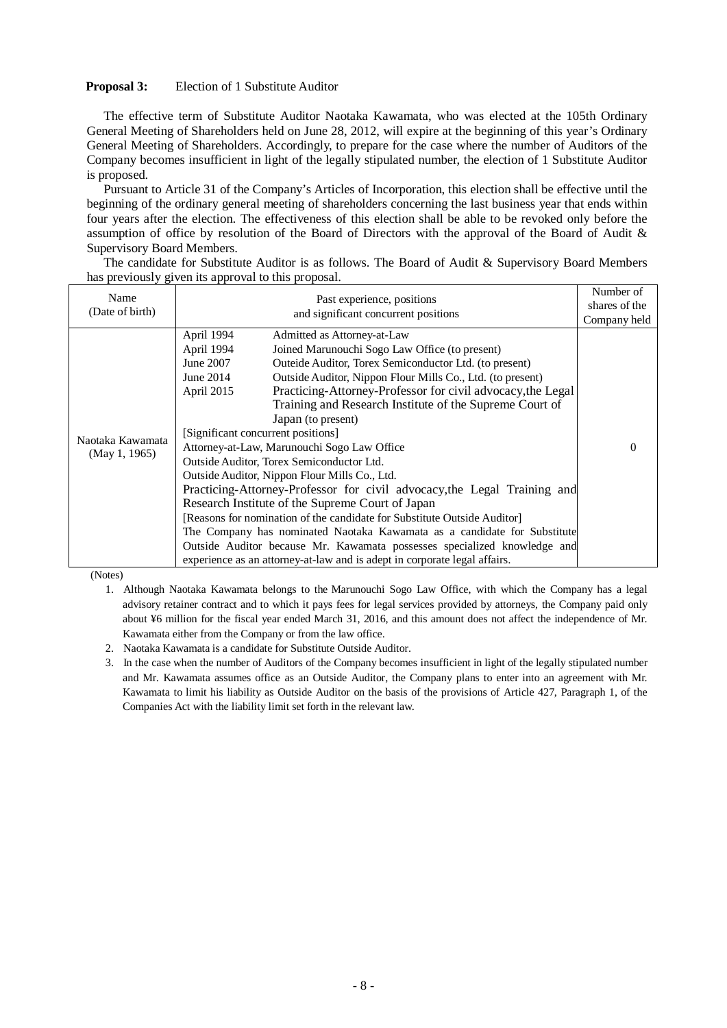**Proposal 3:** Election of 1 Substitute Auditor

The effective term of Substitute Auditor Naotaka Kawamata, who was elected at the 105th Ordinary General Meeting of Shareholders held on June 28, 2012, will expire at the beginning of this year's Ordinary General Meeting of Shareholders. Accordingly, to prepare for the case where the number of Auditors of the Company becomes insufficient in light of the legally stipulated number, the election of 1 Substitute Auditor is proposed.

Pursuant to Article 31 of the Company's Articles of Incorporation, this election shall be effective until the beginning of the ordinary general meeting of shareholders concerning the last business year that ends within four years after the election. The effectiveness of this election shall be able to be revoked only before the assumption of office by resolution of the Board of Directors with the approval of the Board of Audit & Supervisory Board Members.

The candidate for Substitute Auditor is as follows. The Board of Audit & Supervisory Board Members has previously given its approval to this proposal.

| Name (Date of birth) | Past experience, positions and significant concurrent positions | Number of shares of the Company held |
|---|---|---|
| Naotaka Kawamata (May 1, 1965) | April 1994 Admitted as Attorney-at-Law<br>April 1994 Joined Marunouchi Sogo Law Office (to present)<br>June 2007 Outeide Auditor, Torex Semiconductor Ltd. (to present)<br>June 2014 Outside Auditor, Nippon Flour Mills Co., Ltd. (to present)<br>April 2015 Practicing-Attorney-Professor for civil advocacy,the Legal Training and Research Institute of the Supreme Court of Japan (to present)<br>[Significant concurrent positions]<br>Attorney-at-Law, Marunouchi Sogo Law Office<br>Outside Auditor, Torex Semiconductor Ltd.<br>Outside Auditor, Nippon Flour Mills Co., Ltd.<br>Practicing-Attorney-Professor for civil advocacy,the Legal Training and Research Institute of the Supreme Court of Japan<br>[Reasons for nomination of the candidate for Substitute Outside Auditor]<br>The Company has nominated Naotaka Kawamata as a candidate for Substitute Outside Auditor because Mr. Kawamata possesses specialized knowledge and experience as an attorney-at-law and is adept in corporate legal affairs. | 0 |

(Notes)

1. Although Naotaka Kawamata belongs to the Marunouchi Sogo Law Office, with which the Company has a legal advisory retainer contract and to which it pays fees for legal services provided by attorneys, the Company paid only about ¥6 million for the fiscal year ended March 31, 2016, and this amount does not affect the independence of Mr. Kawamata either from the Company or from the law office.
2. Naotaka Kawamata is a candidate for Substitute Outside Auditor.
3. In the case when the number of Auditors of the Company becomes insufficient in light of the legally stipulated number and Mr. Kawamata assumes office as an Outside Auditor, the Company plans to enter into an agreement with Mr. Kawamata to limit his liability as Outside Auditor on the basis of the provisions of Article 427, Paragraph 1, of the Companies Act with the liability limit set forth in the relevant law.